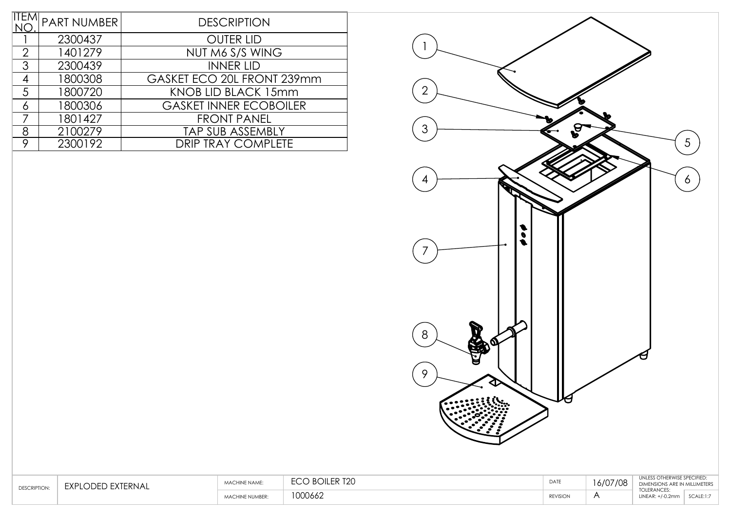| ITEM NO. | PART NUMBER | DESCRIPTION |
|---|---|---|
| 1 | 2300437 | OUTER LID |
| 2 | 1401279 | NUT M6 S/S WING |
| 3 | 2300439 | INNER LID |
| 4 | 1800308 | GASKET ECO 20L FRONT 239mm |
| 5 | 1800720 | KNOB LID BLACK 15mm |
| 6 | 1800306 | GASKET INNER ECOBOILER |
| 7 | 1801427 | FRONT PANEL |
| 8 | 2100279 | TAP SUB ASSEMBLY |
| 9 | 2300192 | DRIP TRAY COMPLETE |

| DESCRIPTION: | EXPLODED EXTERNAL | MACHINE NAME: | ECO BOILER T20 | DATE | 16/07/08 | UNLESS OTHERWISE SPECIFIED: DIMENSIONS ARE IN MILLIMETERS TOLERANCES: | |
|---|---|---|---|---|---|---|---|
| | | MACHINE NUMBER: | 1000662 | REVISION | A | LINEAR: +/-0.2mm | SCALE:1:7 |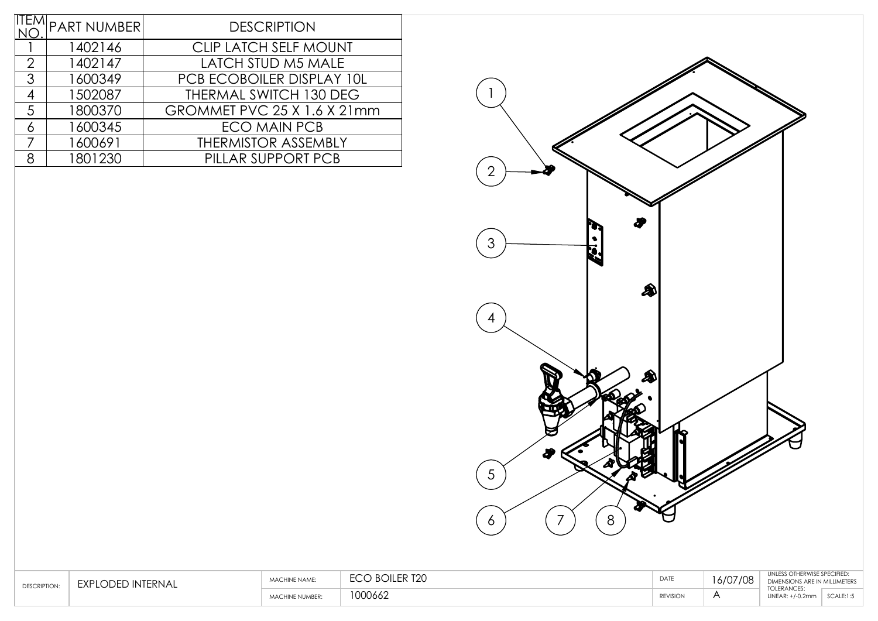| ITEM NO. | PART NUMBER | DESCRIPTION |
| --- | --- | --- |
| 1 | 1402146 | CLIP LATCH SELF MOUNT |
| 2 | 1402147 | LATCH STUD M5 MALE |
| 3 | 1600349 | PCB ECOBOILER DISPLAY 10L |
| 4 | 1502087 | THERMAL SWITCH 130 DEG |
| 5 | 1800370 | GROMMET PVC 25 X 1.6 X 21mm |
| 6 | 1600345 | ECO MAIN PCB |
| 7 | 1600691 | THERMISTOR ASSEMBLY |
| 8 | 1801230 | PILLAR SUPPORT PCB |

| DESCRIPTION: | EXPLODED INTERNAL | MACHINE NAME: | ECO BOILER T20 | DATE | 16/07/08 | UNLESS OTHERWISE SPECIFIED: DIMENSIONS ARE IN MILLIMETERS TOLERANCES: | |
| --- | --- | --- | --- | --- | --- | --- | --- |
| | | MACHINE NUMBER: | 1000662 | REVISION | A | LINEAR: +/-0.2mm | SCALE:1:5 |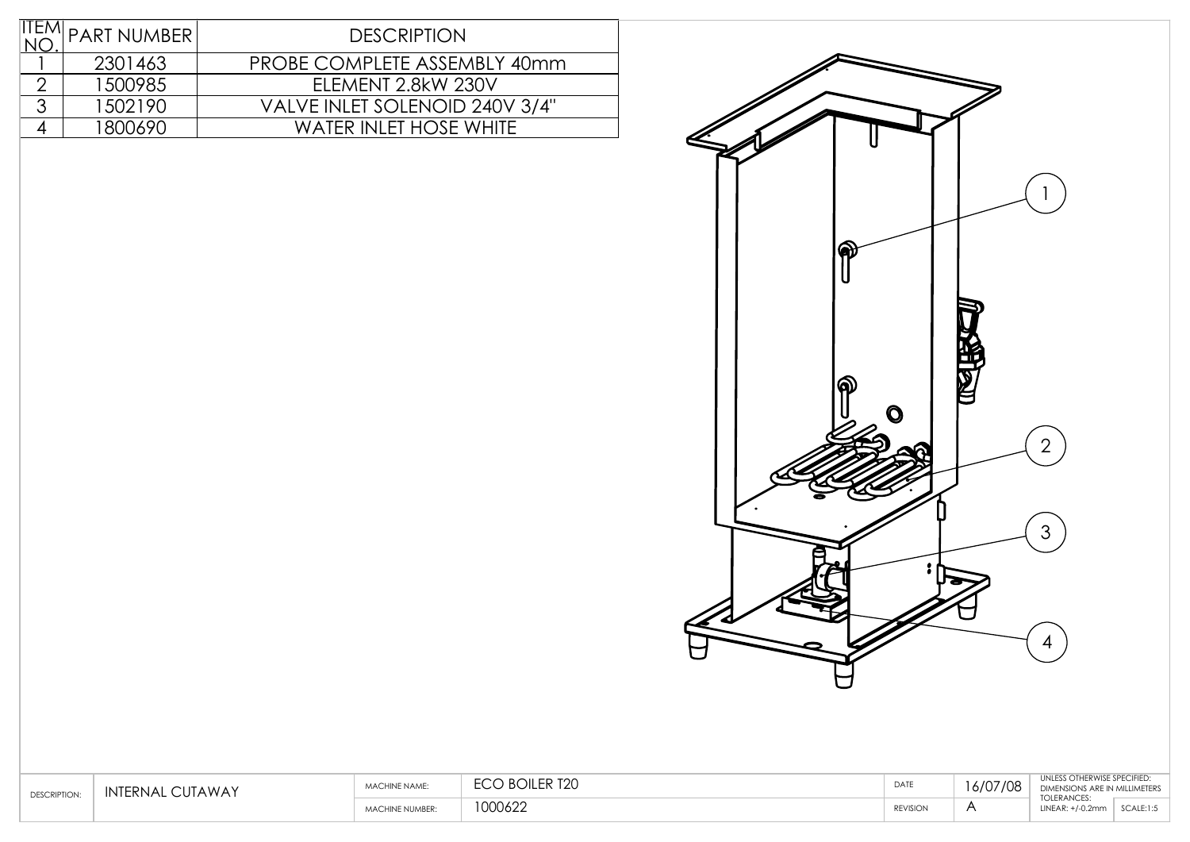| ITEM NO. | PART NUMBER | DESCRIPTION |
|---|---|---|
| 1 | 2301463 | PROBE COMPLETE ASSEMBLY 40mm |
| 2 | 1500985 | ELEMENT 2.8kW 230V |
| 3 | 1502190 | VALVE INLET SOLENOID 240V 3/4" |
| 4 | 1800690 | WATER INLET HOSE WHITE |

| DESCRIPTION: | INTERNAL CUTAWAY | MACHINE NAME: | ECO BOILER T20 | DATE | 16/07/08 | UNLESS OTHERWISE SPECIFIED: DIMENSIONS ARE IN MILLIMETERS | |
|---|---|---|---|---|---|---|---|
| | | MACHINE NUMBER: | 1000622 | REVISION | A | TOLERANCES: LINEAR: +/-0.2mm | SCALE:1:5 |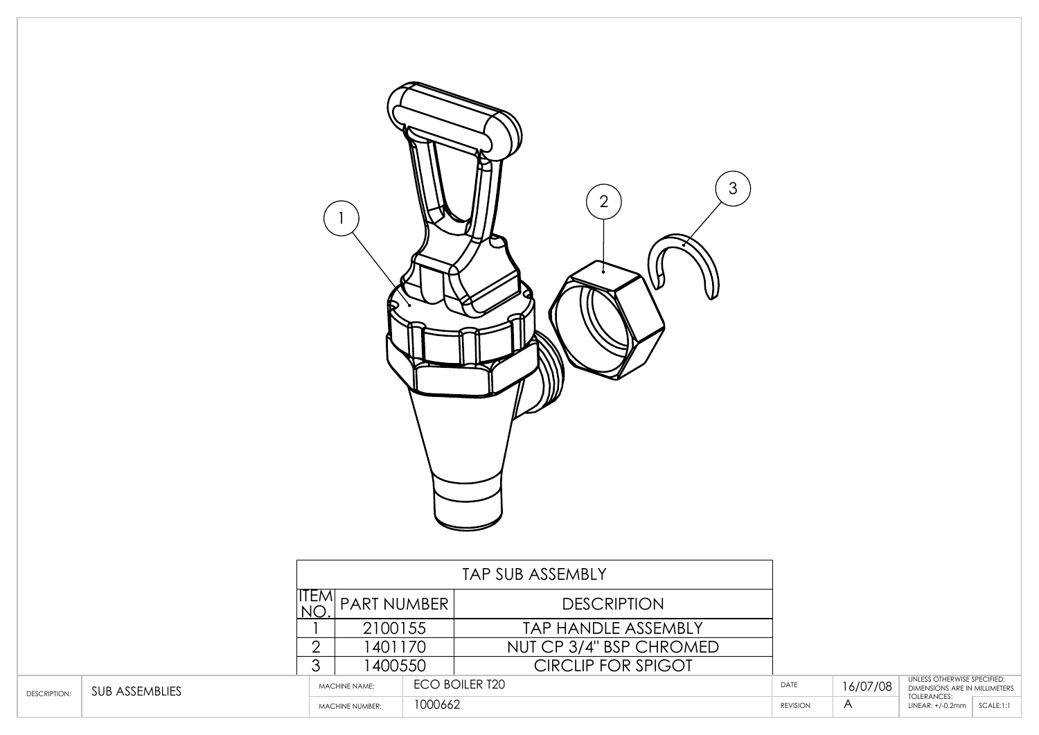1

2

3

| TAP SUB ASSEMBLY | | |
|---|---|---|
| ITEM NO. | PART NUMBER | DESCRIPTION |
| 1 | 2100155 | TAP HANDLE ASSEMBLY |
| 2 | 1401170 | NUT CP 3/4" BSP CHROMED |
| 3 | 1400550 | CIRCLIP FOR SPIGOT |

| | | | | | | |
|---|---|---|---|---|---|---|
| DESCRIPTION: | SUB ASSEMBLIES | MACHINE NAME: | ECO BOILER T20 | DATE | 16/07/08 | UNLESS OTHERWISE SPECIFIED: DIMENSIONS ARE IN MILLIMETERS TOLERANCES: |
| | | MACHINE NUMBER: | 1000662 | REVISION | A | LINEAR: +/-0.2mm SCALE:1:1 |